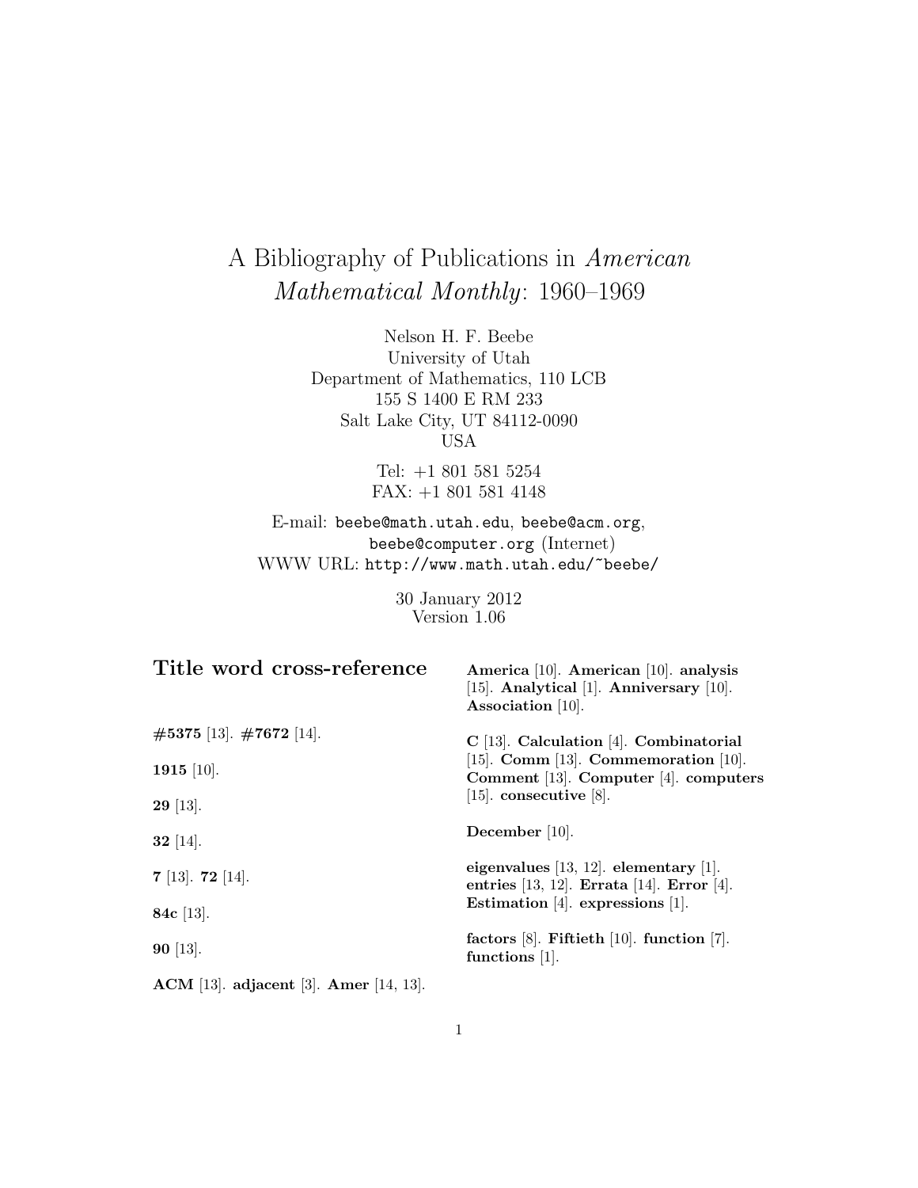# A Bibliography of Publications in *American Mathematical Monthly*: 1960–1969

Nelson H. F. Beebe
University of Utah
Department of Mathematics, 110 LCB
155 S 1400 E RM 233
Salt Lake City, UT 84112-0090
USA

Tel: +1 801 581 5254
FAX: +1 801 581 4148

E-mail: `beebe@math.utah.edu`, `beebe@acm.org`, `beebe@computer.org` (Internet)
WWW URL: `http://www.math.utah.edu/~beebe/`

30 January 2012
Version 1.06

## Title word cross-reference

**#5375** [13]. **#7672** [14].

**1915** [10].

**29** [13].

**32** [14].

**7** [13]. **72** [14].

**84c** [13].

**90** [13].

**ACM** [13]. **adjacent** [3]. **Amer** [14, 13]. **America** [10]. **American** [10]. **analysis** [15]. **Analytical** [1]. **Anniversary** [10]. **Association** [10].

**C** [13]. **Calculation** [4]. **Combinatorial** [15]. **Comm** [13]. **Commemoration** [10]. **Comment** [13]. **Computer** [4]. **computers** [15]. **consecutive** [8].

**December** [10].

**eigenvalues** [13, 12]. **elementary** [1]. **entries** [13, 12]. **Errata** [14]. **Error** [4]. **Estimation** [4]. **expressions** [1].

**factors** [8]. **Fiftieth** [10]. **function** [7]. **functions** [1].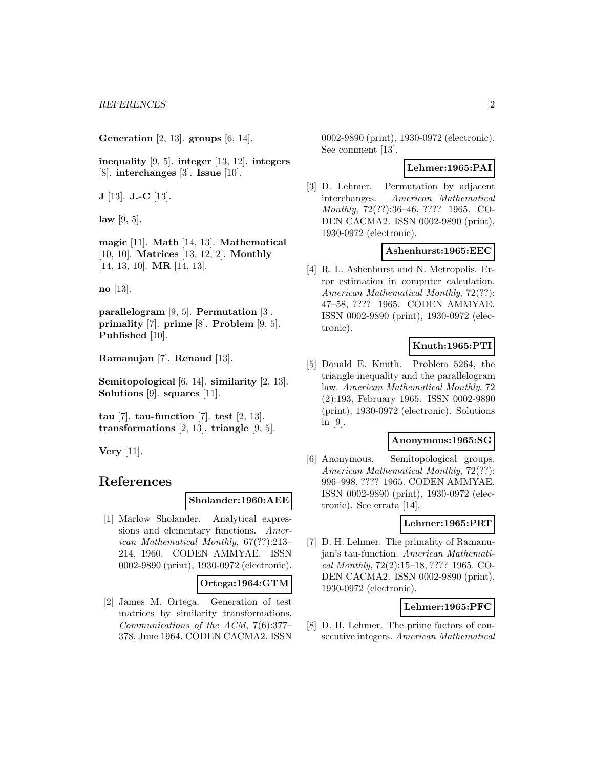**Generation** [2, 13]. **groups** [6, 14].

**inequality** [9, 5]. **integer** [13, 12]. **integers** [8]. **interchanges** [3]. **Issue** [10].

**J** [13]. **J.-C** [13].

**law** [9, 5].

**magic** [11]. **Math** [14, 13]. **Mathematical** [10, 10]. **Matrices** [13, 12, 2]. **Monthly** [14, 13, 10]. **MR** [14, 13].

**no** [13].

**parallelogram** [9, 5]. **Permutation** [3]. **primality** [7]. **prime** [8]. **Problem** [9, 5]. **Published** [10].

**Ramanujan** [7]. **Renaud** [13].

**Semitopological** [6, 14]. **similarity** [2, 13]. **Solutions** [9]. **squares** [11].

**tau** [7]. **tau-function** [7]. **test** [2, 13]. **transformations** [2, 13]. **triangle** [9, 5].

**Very** [11].

# References

**Sholander:1960:AEE**

[1] Marlow Sholander. Analytical expressions and elementary functions. *American Mathematical Monthly*, 67(??):213–214, 1960. CODEN AMMYAE. ISSN 0002-9890 (print), 1930-0972 (electronic).

**Ortega:1964:GTM**

[2] James M. Ortega. Generation of test matrices by similarity transformations. *Communications of the ACM*, 7(6):377–378, June 1964. CODEN CACMA2. ISSN 0002-9890 (print), 1930-0972 (electronic). See comment [13].

**Lehmer:1965:PAI**

[3] D. Lehmer. Permutation by adjacent interchanges. *American Mathematical Monthly*, 72(??):36–46, ???? 1965. CODEN CACMA2. ISSN 0002-9890 (print), 1930-0972 (electronic).

**Ashenhurst:1965:EEC**

[4] R. L. Ashenhurst and N. Metropolis. Error estimation in computer calculation. *American Mathematical Monthly*, 72(??): 47–58, ???? 1965. CODEN AMMYAE. ISSN 0002-9890 (print), 1930-0972 (electronic).

**Knuth:1965:PTI**

[5] Donald E. Knuth. Problem 5264, the triangle inequality and the parallelogram law. *American Mathematical Monthly*, 72 (2):193, February 1965. ISSN 0002-9890 (print), 1930-0972 (electronic). Solutions in [9].

**Anonymous:1965:SG**

[6] Anonymous. Semitopological groups. *American Mathematical Monthly*, 72(??): 996–998, ???? 1965. CODEN AMMYAE. ISSN 0002-9890 (print), 1930-0972 (electronic). See errata [14].

**Lehmer:1965:PRT**

[7] D. H. Lehmer. The primality of Ramanujan's tau-function. *American Mathematical Monthly*, 72(2):15–18, ???? 1965. CODEN CACMA2. ISSN 0002-9890 (print), 1930-0972 (electronic).

**Lehmer:1965:PFC**

[8] D. H. Lehmer. The prime factors of consecutive integers. *American Mathematical*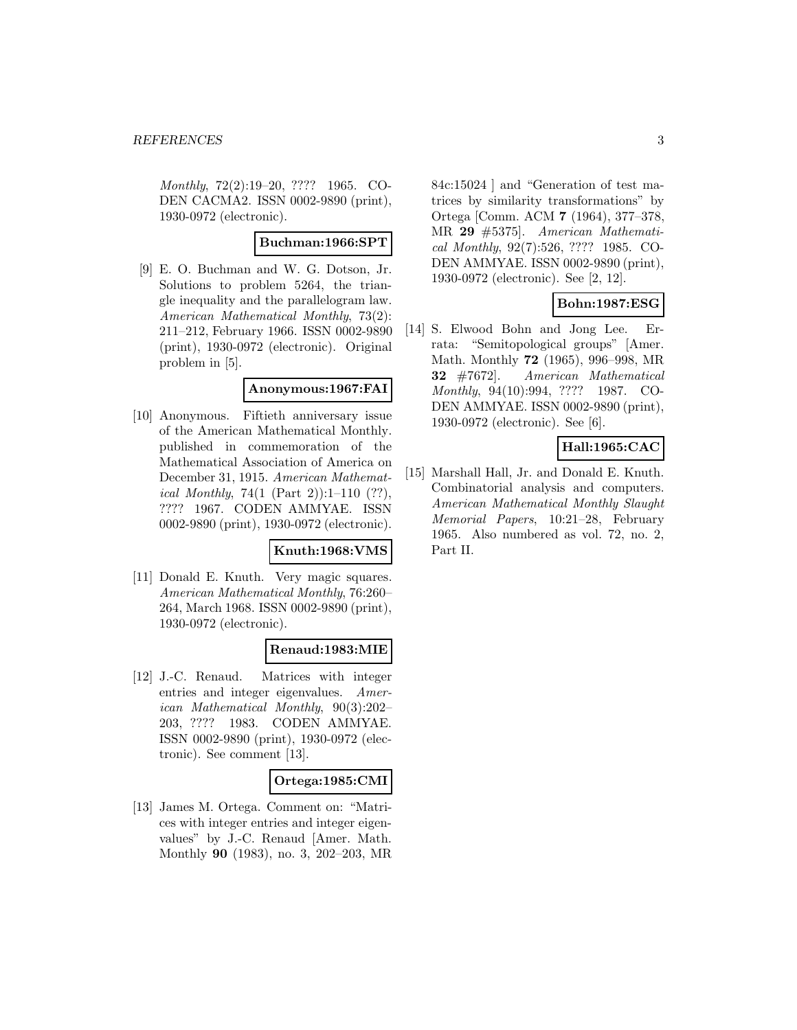*Monthly*, 72(2):19–20, ???? 1965. CODEN CACMA2. ISSN 0002-9890 (print), 1930-0972 (electronic).

**Buchman:1966:SPT**

[9] E. O. Buchman and W. G. Dotson, Jr. Solutions to problem 5264, the triangle inequality and the parallelogram law. *American Mathematical Monthly*, 73(2): 211–212, February 1966. ISSN 0002-9890 (print), 1930-0972 (electronic). Original problem in [5].

**Anonymous:1967:FAI**

[10] Anonymous. Fiftieth anniversary issue of the American Mathematical Monthly. published in commemoration of the Mathematical Association of America on December 31, 1915. *American Mathematical Monthly*, 74(1 (Part 2)):1–110 (??), ???? 1967. CODEN AMMYAE. ISSN 0002-9890 (print), 1930-0972 (electronic).

**Knuth:1968:VMS**

[11] Donald E. Knuth. Very magic squares. *American Mathematical Monthly*, 76:260–264, March 1968. ISSN 0002-9890 (print), 1930-0972 (electronic).

**Renaud:1983:MIE**

[12] J.-C. Renaud. Matrices with integer entries and integer eigenvalues. *American Mathematical Monthly*, 90(3):202–203, ???? 1983. CODEN AMMYAE. ISSN 0002-9890 (print), 1930-0972 (electronic). See comment [13].

**Ortega:1985:CMI**

[13] James M. Ortega. Comment on: "Matrices with integer entries and integer eigenvalues" by J.-C. Renaud [Amer. Math. Monthly **90** (1983), no. 3, 202–203, MR 84c:15024 ] and "Generation of test matrices by similarity transformations" by Ortega [Comm. ACM **7** (1964), 377–378, MR **29** #5375]. *American Mathematical Monthly*, 92(7):526, ???? 1985. CODEN AMMYAE. ISSN 0002-9890 (print), 1930-0972 (electronic). See [2, 12].

**Bohn:1987:ESG**

[14] S. Elwood Bohn and Jong Lee. Errata: "Semitopological groups" [Amer. Math. Monthly **72** (1965), 996–998, MR **32** #7672]. *American Mathematical Monthly*, 94(10):994, ???? 1987. CODEN AMMYAE. ISSN 0002-9890 (print), 1930-0972 (electronic). See [6].

**Hall:1965:CAC**

[15] Marshall Hall, Jr. and Donald E. Knuth. Combinatorial analysis and computers. *American Mathematical Monthly Slaught Memorial Papers*, 10:21–28, February 1965. Also numbered as vol. 72, no. 2, Part II.